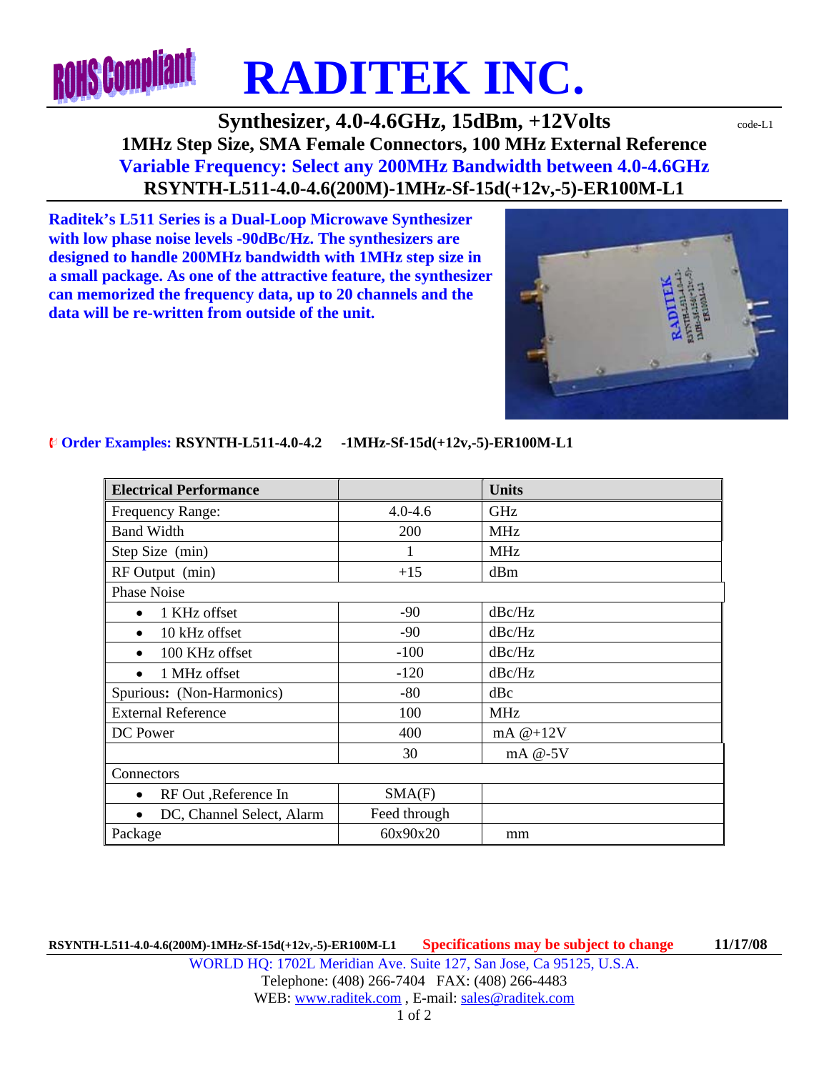# RADITEK INC.

## Synthesizer, 4.0-4.6GHz, 15dBm, +12Volts

code-L1

**1MHz Step Size, SMA Female Connectors, 100 MHz External Reference**

**Variable Frequency: Select any 200MHz Bandwidth between 4.0-4.6GHz**

**RSYNTH-L511-4.0-4.6(200M)-1MHz-Sf-15d(+12v,-5)-ER100M-L1**

**Raditek's L511 Series is a Dual-Loop Microwave Synthesizer with low phase noise levels -90dBc/Hz. The synthesizers are designed to handle 200MHz bandwidth with 1MHz step size in a small package. As one of the attractive feature, the synthesizer can memorized the frequency data, up to 20 channels and the data will be re-written from outside of the unit.**

**Order Examples:** **RSYNTH-L511-4.0-4.2 -1MHz-Sf-15d(+12v,-5)-ER100M-L1**

| Electrical Performance | | Units |
|---|---|---|
| Frequency Range: | 4.0-4.6 | GHz |
| Band Width | 200 | MHz |
| Step Size (min) | 1 | MHz |
| RF Output (min) | +15 | dBm |
| Phase Noise | | |
| • 1 KHz offset | -90 | dBc/Hz |
| • 10 kHz offset | -90 | dBc/Hz |
| • 100 KHz offset | -100 | dBc/Hz |
| • 1 MHz offset | -120 | dBc/Hz |
| Spurious: (Non-Harmonics) | -80 | dBc |
| External Reference | 100 | MHz |
| DC Power | 400 | mA @+12V |
| | 30 | mA @-5V |
| Connectors | | |
| • RF Out ,Reference In | SMA(F) | |
| • DC, Channel Select, Alarm | Feed through | |
| Package | 60x90x20 | mm |

RSYNTH-L511-4.0-4.6(200M)-1MHz-Sf-15d(+12v,-5)-ER100M-L1 **Specifications may be subject to change** **11/17/08**

WORLD HQ: 1702L Meridian Ave. Suite 127, San Jose, Ca 95125, U.S.A.
Telephone: (408) 266-7404 FAX: (408) 266-4483
WEB: www.raditek.com , E-mail: sales@raditek.com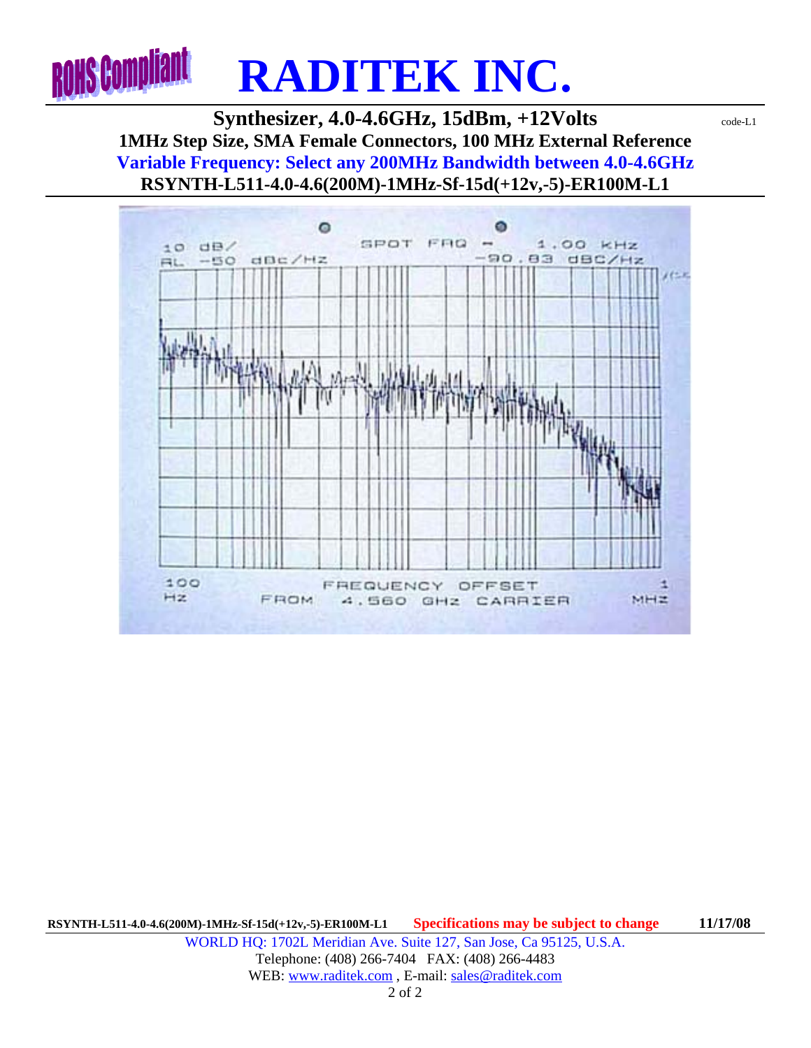# RADITEK INC.

ROHS Compliant

**Synthesizer, 4.0-4.6GHz, 15dBm, +12Volts**

code-L1

**1MHz Step Size, SMA Female Connectors, 100 MHz External Reference**

**Variable Frequency: Select any 200MHz Bandwidth between 4.0-4.6GHz**

**RSYNTH-L511-4.0-4.6(200M)-1MHz-Sf-15d(+12v,-5)-ER100M-L1**

10 dB/

RL -50 dBc/Hz

SPOT FRQ = 1.00 kHz

-90.83 dBC/Hz

100 Hz

FREQUENCY OFFSET

FROM 4.560 GHz CARRIER

1 MHz

**RSYNTH-L511-4.0-4.6(200M)-1MHz-Sf-15d(+12v,-5)-ER100M-L1** **Specifications may be subject to change** **11/17/08**

WORLD HQ: 1702L Meridian Ave. Suite 127, San Jose, Ca 95125, U.S.A.

Telephone: (408) 266-7404 FAX: (408) 266-4483

WEB: www.raditek.com , E-mail: sales@raditek.com